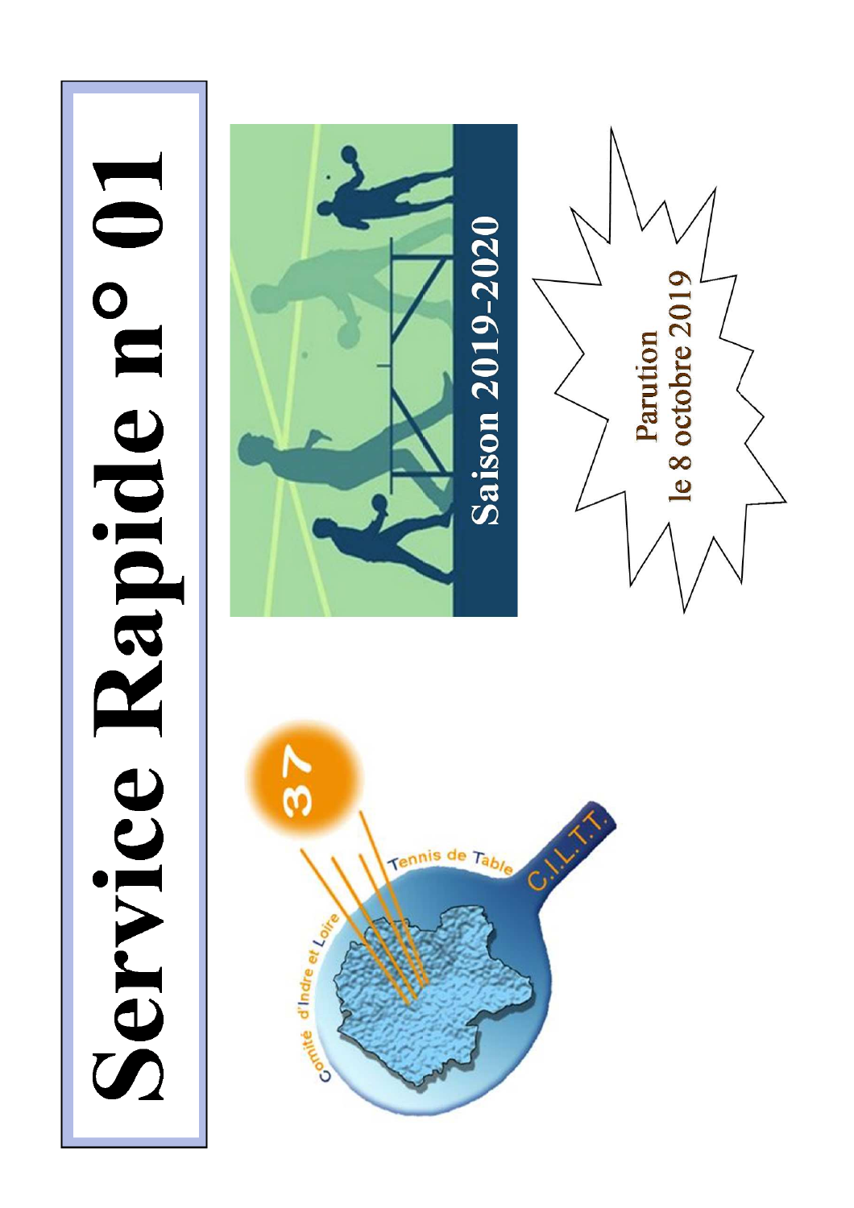# Service Rapide n° 01

Saison 2019-2020

Parution
le 8 octobre 2019

Comité d'Indre et Loire
Tennis de Table
C.I.L.T.T.
37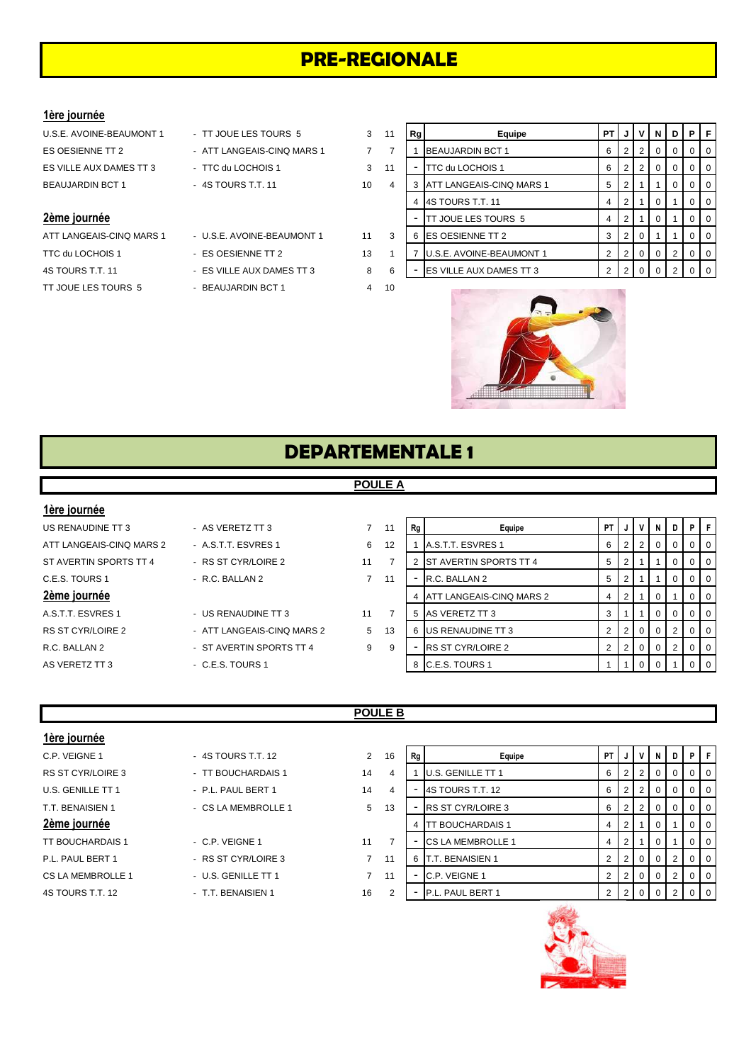# PRE-REGIONALE

### 1ère journée

| | | | |
|---|---|---|---|
| U.S.E. AVOINE-BEAUMONT 1 | - TT JOUE LES TOURS 5 | 3 | 11 |
| ES OESIENNE TT 2 | - ATT LANGEAIS-CINQ MARS 1 | 7 | 7 |
| ES VILLE AUX DAMES TT 3 | - TTC du LOCHOIS 1 | 3 | 11 |
| BEAUJARDIN BCT 1 | - 4S TOURS T.T. 11 | 10 | 4 |

### 2ème journée

| | | | |
|---|---|---|---|
| ATT LANGEAIS-CINQ MARS 1 | - U.S.E. AVOINE-BEAUMONT 1 | 11 | 3 |
| TTC du LOCHOIS 1 | - ES OESIENNE TT 2 | 13 | 1 |
| 4S TOURS T.T. 11 | - ES VILLE AUX DAMES TT 3 | 8 | 6 |
| TT JOUE LES TOURS 5 | - BEAUJARDIN BCT 1 | 4 | 10 |

| Rg | Equipe | PT | J | V | N | D | P | F |
|---|---|---|---|---|---|---|---|---|
| 1 | BEAUJARDIN BCT 1 | 6 | 2 | 2 | 0 | 0 | 0 | 0 |
| - | TTC du LOCHOIS 1 | 6 | 2 | 2 | 0 | 0 | 0 | 0 |
| 3 | ATT LANGEAIS-CINQ MARS 1 | 5 | 2 | 1 | 1 | 0 | 0 | 0 |
| 4 | 4S TOURS T.T. 11 | 4 | 2 | 1 | 0 | 1 | 0 | 0 |
| - | TT JOUE LES TOURS 5 | 4 | 2 | 1 | 0 | 1 | 0 | 0 |
| 6 | ES OESIENNE TT 2 | 3 | 2 | 0 | 1 | 1 | 0 | 0 |
| 7 | U.S.E. AVOINE-BEAUMONT 1 | 2 | 2 | 0 | 0 | 2 | 0 | 0 |
| - | ES VILLE AUX DAMES TT 3 | 2 | 2 | 0 | 0 | 2 | 0 | 0 |

# DEPARTEMENTALE 1

## POULE A

### 1ère journée

| | | | |
|---|---|---|---|
| US RENAUDINE TT 3 | - AS VERETZ TT 3 | 7 | 11 |
| ATT LANGEAIS-CINQ MARS 2 | - A.S.T.T. ESVRES 1 | 6 | 12 |
| ST AVERTIN SPORTS TT 4 | - RS ST CYR/LOIRE 2 | 11 | 7 |
| C.E.S. TOURS 1 | - R.C. BALLAN 2 | 7 | 11 |

### 2ème journée

| | | | |
|---|---|---|---|
| A.S.T.T. ESVRES 1 | - US RENAUDINE TT 3 | 11 | 7 |
| RS ST CYR/LOIRE 2 | - ATT LANGEAIS-CINQ MARS 2 | 5 | 13 |
| R.C. BALLAN 2 | - ST AVERTIN SPORTS TT 4 | 9 | 9 |
| AS VERETZ TT 3 | - C.E.S. TOURS 1 | | |

| Rg | Equipe | PT | J | V | N | D | P | F |
|---|---|---|---|---|---|---|---|---|
| 1 | A.S.T.T. ESVRES 1 | 6 | 2 | 2 | 0 | 0 | 0 | 0 |
| 2 | ST AVERTIN SPORTS TT 4 | 5 | 2 | 1 | 1 | 0 | 0 | 0 |
| - | R.C. BALLAN 2 | 5 | 2 | 1 | 1 | 0 | 0 | 0 |
| 4 | ATT LANGEAIS-CINQ MARS 2 | 4 | 2 | 1 | 0 | 1 | 0 | 0 |
| 5 | AS VERETZ TT 3 | 3 | 1 | 1 | 0 | 0 | 0 | 0 |
| 6 | US RENAUDINE TT 3 | 2 | 2 | 0 | 0 | 2 | 0 | 0 |
| - | RS ST CYR/LOIRE 2 | 2 | 2 | 0 | 0 | 2 | 0 | 0 |
| 8 | C.E.S. TOURS 1 | 1 | 1 | 0 | 0 | 1 | 0 | 0 |

## POULE B

### 1ère journée

| | | | |
|---|---|---|---|
| C.P. VEIGNE 1 | - 4S TOURS T.T. 12 | 2 | 16 |
| RS ST CYR/LOIRE 3 | - TT BOUCHARDAIS 1 | 14 | 4 |
| U.S. GENILLE TT 1 | - P.L. PAUL BERT 1 | 14 | 4 |
| T.T. BENAISIEN 1 | - CS LA MEMBROLLE 1 | 5 | 13 |

### 2ème journée

| | | | |
|---|---|---|---|
| TT BOUCHARDAIS 1 | - C.P. VEIGNE 1 | 11 | 7 |
| P.L. PAUL BERT 1 | - RS ST CYR/LOIRE 3 | 7 | 11 |
| CS LA MEMBROLLE 1 | - U.S. GENILLE TT 1 | 7 | 11 |
| 4S TOURS T.T. 12 | - T.T. BENAISIEN 1 | 16 | 2 |

| Rg | Equipe | PT | J | V | N | D | P | F |
|---|---|---|---|---|---|---|---|---|
| 1 | U.S. GENILLE TT 1 | 6 | 2 | 2 | 0 | 0 | 0 | 0 |
| - | 4S TOURS T.T. 12 | 6 | 2 | 2 | 0 | 0 | 0 | 0 |
| - | RS ST CYR/LOIRE 3 | 6 | 2 | 2 | 0 | 0 | 0 | 0 |
| 4 | TT BOUCHARDAIS 1 | 4 | 2 | 1 | 0 | 1 | 0 | 0 |
| - | CS LA MEMBROLLE 1 | 4 | 2 | 1 | 0 | 1 | 0 | 0 |
| 6 | T.T. BENAISIEN 1 | 2 | 2 | 0 | 0 | 2 | 0 | 0 |
| - | C.P. VEIGNE 1 | 2 | 2 | 0 | 0 | 2 | 0 | 0 |
| - | P.L. PAUL BERT 1 | 2 | 2 | 0 | 0 | 2 | 0 | 0 |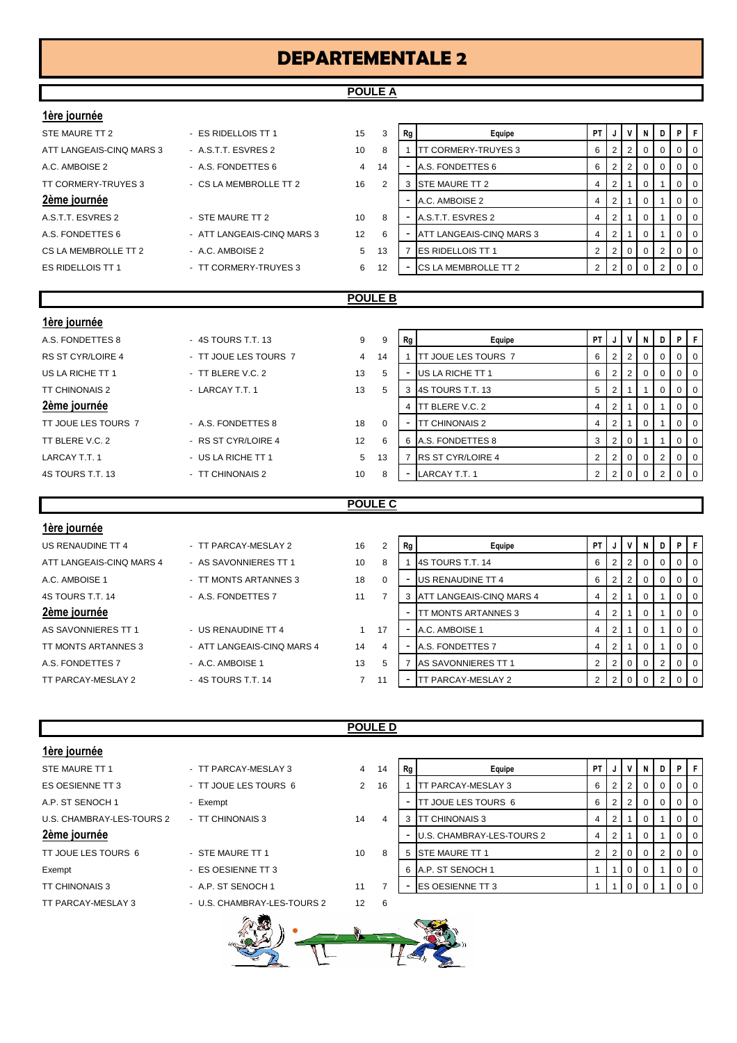# DEPARTEMENTALE 2

## POULE A

**1ère journée**

| | | | |
|---|---|---|---|
| STE MAURE TT 2 | - ES RIDELLOIS TT 1 | 15 | 3 |
| ATT LANGEAIS-CINQ MARS 3 | - A.S.T.T. ESVRES 2 | 10 | 8 |
| A.C. AMBOISE 2 | - A.S. FONDETTES 6 | 4 | 14 |
| TT CORMERY-TRUYES 3 | - CS LA MEMBROLLE TT 2 | 16 | 2 |

**2ème journée**

| | | | |
|---|---|---|---|
| A.S.T.T. ESVRES 2 | - STE MAURE TT 2 | 10 | 8 |
| A.S. FONDETTES 6 | - ATT LANGEAIS-CINQ MARS 3 | 12 | 6 |
| CS LA MEMBROLLE TT 2 | - A.C. AMBOISE 2 | 5 | 13 |
| ES RIDELLOIS TT 1 | - TT CORMERY-TRUYES 3 | 6 | 12 |

| Rg | Equipe | PT | J | V | N | D | P | F |
|---|---|---|---|---|---|---|---|---|
| 1 | TT CORMERY-TRUYES 3 | 6 | 2 | 2 | 0 | 0 | 0 | 0 |
| - | A.S. FONDETTES 6 | 6 | 2 | 2 | 0 | 0 | 0 | 0 |
| 3 | STE MAURE TT 2 | 4 | 2 | 1 | 0 | 1 | 0 | 0 |
| - | A.C. AMBOISE 2 | 4 | 2 | 1 | 0 | 1 | 0 | 0 |
| - | A.S.T.T. ESVRES 2 | 4 | 2 | 1 | 0 | 1 | 0 | 0 |
| - | ATT LANGEAIS-CINQ MARS 3 | 4 | 2 | 1 | 0 | 1 | 0 | 0 |
| 7 | ES RIDELLOIS TT 1 | 2 | 2 | 0 | 0 | 2 | 0 | 0 |
| - | CS LA MEMBROLLE TT 2 | 2 | 2 | 0 | 0 | 2 | 0 | 0 |

## POULE B

**1ère journée**

| | | | |
|---|---|---|---|
| A.S. FONDETTES 8 | - 4S TOURS T.T. 13 | 9 | 9 |
| RS ST CYR/LOIRE 4 | - TT JOUE LES TOURS 7 | 4 | 14 |
| US LA RICHE TT 1 | - TT BLERE V.C. 2 | 13 | 5 |
| TT CHINONAIS 2 | - LARCAY T.T. 1 | 13 | 5 |

**2ème journée**

| | | | |
|---|---|---|---|
| TT JOUE LES TOURS 7 | - A.S. FONDETTES 8 | 18 | 0 |
| TT BLERE V.C. 2 | - RS ST CYR/LOIRE 4 | 12 | 6 |
| LARCAY T.T. 1 | - US LA RICHE TT 1 | 5 | 13 |
| 4S TOURS T.T. 13 | - TT CHINONAIS 2 | 10 | 8 |

| Rg | Equipe | PT | J | V | N | D | P | F |
|---|---|---|---|---|---|---|---|---|
| 1 | TT JOUE LES TOURS 7 | 6 | 2 | 2 | 0 | 0 | 0 | 0 |
| - | US LA RICHE TT 1 | 6 | 2 | 2 | 0 | 0 | 0 | 0 |
| 3 | 4S TOURS T.T. 13 | 5 | 2 | 1 | 1 | 0 | 0 | 0 |
| 4 | TT BLERE V.C. 2 | 4 | 2 | 1 | 0 | 1 | 0 | 0 |
| - | TT CHINONAIS 2 | 4 | 2 | 1 | 0 | 1 | 0 | 0 |
| 6 | A.S. FONDETTES 8 | 3 | 2 | 0 | 1 | 1 | 0 | 0 |
| 7 | RS ST CYR/LOIRE 4 | 2 | 2 | 0 | 0 | 2 | 0 | 0 |
| - | LARCAY T.T. 1 | 2 | 2 | 0 | 0 | 2 | 0 | 0 |

## POULE C

**1ère journée**

| | | | |
|---|---|---|---|
| US RENAUDINE TT 4 | - TT PARCAY-MESLAY 2 | 16 | 2 |
| ATT LANGEAIS-CINQ MARS 4 | - AS SAVONNIERES TT 1 | 10 | 8 |
| A.C. AMBOISE 1 | - TT MONTS ARTANNES 3 | 18 | 0 |
| 4S TOURS T.T. 14 | - A.S. FONDETTES 7 | 11 | 7 |

**2ème journée**

| | | | |
|---|---|---|---|
| AS SAVONNIERES TT 1 | - US RENAUDINE TT 4 | 1 | 17 |
| TT MONTS ARTANNES 3 | - ATT LANGEAIS-CINQ MARS 4 | 14 | 4 |
| A.S. FONDETTES 7 | - A.C. AMBOISE 1 | 13 | 5 |
| TT PARCAY-MESLAY 2 | - 4S TOURS T.T. 14 | 7 | 11 |

| Rg | Equipe | PT | J | V | N | D | P | F |
|---|---|---|---|---|---|---|---|---|
| 1 | 4S TOURS T.T. 14 | 6 | 2 | 2 | 0 | 0 | 0 | 0 |
| - | US RENAUDINE TT 4 | 6 | 2 | 2 | 0 | 0 | 0 | 0 |
| 3 | ATT LANGEAIS-CINQ MARS 4 | 4 | 2 | 1 | 0 | 1 | 0 | 0 |
| - | TT MONTS ARTANNES 3 | 4 | 2 | 1 | 0 | 1 | 0 | 0 |
| - | A.C. AMBOISE 1 | 4 | 2 | 1 | 0 | 1 | 0 | 0 |
| - | A.S. FONDETTES 7 | 4 | 2 | 1 | 0 | 1 | 0 | 0 |
| 7 | AS SAVONNIERES TT 1 | 2 | 2 | 0 | 0 | 2 | 0 | 0 |
| - | TT PARCAY-MESLAY 2 | 2 | 2 | 0 | 0 | 2 | 0 | 0 |

## POULE D

**1ère journée**

| | | | |
|---|---|---|---|
| STE MAURE TT 1 | - TT PARCAY-MESLAY 3 | 4 | 14 |
| ES OESIENNE TT 3 | - TT JOUE LES TOURS 6 | 2 | 16 |
| A.P. ST SENOCH 1 | - Exempt | | |
| U.S. CHAMBRAY-LES-TOURS 2 | - TT CHINONAIS 3 | 14 | 4 |

**2ème journée**

| | | | |
|---|---|---|---|
| TT JOUE LES TOURS 6 | - STE MAURE TT 1 | 10 | 8 |
| Exempt | - ES OESIENNE TT 3 | | |
| TT CHINONAIS 3 | - A.P. ST SENOCH 1 | 11 | 7 |
| TT PARCAY-MESLAY 3 | - U.S. CHAMBRAY-LES-TOURS 2 | 12 | 6 |

| Rg | Equipe | PT | J | V | N | D | P | F |
|---|---|---|---|---|---|---|---|---|
| 1 | TT PARCAY-MESLAY 3 | 6 | 2 | 2 | 0 | 0 | 0 | 0 |
| - | TT JOUE LES TOURS 6 | 6 | 2 | 2 | 0 | 0 | 0 | 0 |
| 3 | TT CHINONAIS 3 | 4 | 2 | 1 | 0 | 1 | 0 | 0 |
| - | U.S. CHAMBRAY-LES-TOURS 2 | 4 | 2 | 1 | 0 | 1 | 0 | 0 |
| 5 | STE MAURE TT 1 | 2 | 2 | 0 | 0 | 2 | 0 | 0 |
| 6 | A.P. ST SENOCH 1 | 1 | 1 | 0 | 0 | 1 | 0 | 0 |
| - | ES OESIENNE TT 3 | 1 | 1 | 0 | 0 | 1 | 0 | 0 |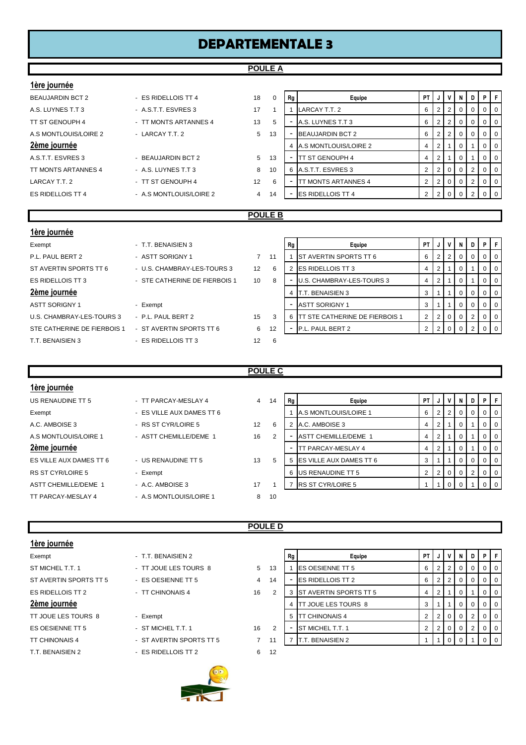# DEPARTEMENTALE 3

## POULE A

### 1ère journée

| | | | |
|---|---|---|---|
| BEAUJARDIN BCT 2 | - ES RIDELLOIS TT 4 | 18 | 0 |
| A.S. LUYNES T.T 3 | - A.S.T.T. ESVRES 3 | 17 | 1 |
| TT ST GENOUPH 4 | - TT MONTS ARTANNES 4 | 13 | 5 |
| A.S MONTLOUIS/LOIRE 2 | - LARCAY T.T. 2 | 5 | 13 |

### 2ème journée

| | | | |
|---|---|---|---|
| A.S.T.T. ESVRES 3 | - BEAUJARDIN BCT 2 | 5 | 13 |
| TT MONTS ARTANNES 4 | - A.S. LUYNES T.T 3 | 8 | 10 |
| LARCAY T.T. 2 | - TT ST GENOUPH 4 | 12 | 6 |
| ES RIDELLOIS TT 4 | - A.S MONTLOUIS/LOIRE 2 | 4 | 14 |

| Rg | Equipe | PT | J | V | N | D | P | F |
|---|---|---|---|---|---|---|---|---|
| 1 | LARCAY T.T. 2 | 6 | 2 | 2 | 0 | 0 | 0 | 0 |
| - | A.S. LUYNES T.T 3 | 6 | 2 | 2 | 0 | 0 | 0 | 0 |
| - | BEAUJARDIN BCT 2 | 6 | 2 | 2 | 0 | 0 | 0 | 0 |
| 4 | A.S MONTLOUIS/LOIRE 2 | 4 | 2 | 1 | 0 | 1 | 0 | 0 |
| - | TT ST GENOUPH 4 | 4 | 2 | 1 | 0 | 1 | 0 | 0 |
| 6 | A.S.T.T. ESVRES 3 | 2 | 2 | 0 | 0 | 2 | 0 | 0 |
| - | TT MONTS ARTANNES 4 | 2 | 2 | 0 | 0 | 2 | 0 | 0 |
| - | ES RIDELLOIS TT 4 | 2 | 2 | 0 | 0 | 2 | 0 | 0 |

## POULE B

### 1ère journée

| | | | |
|---|---|---|---|
| Exempt | - T.T. BENAISIEN 3 | | |
| P.L. PAUL BERT 2 | - ASTT SORIGNY 1 | 7 | 11 |
| ST AVERTIN SPORTS TT 6 | - U.S. CHAMBRAY-LES-TOURS 3 | 12 | 6 |
| ES RIDELLOIS TT 3 | - STE CATHERINE DE FIERBOIS 1 | 10 | 8 |

### 2ème journée

| | | | |
|---|---|---|---|
| ASTT SORIGNY 1 | - Exempt | | |
| U.S. CHAMBRAY-LES-TOURS 3 | - P.L. PAUL BERT 2 | 15 | 3 |
| STE CATHERINE DE FIERBOIS 1 | - ST AVERTIN SPORTS TT 6 | 6 | 12 |
| T.T. BENAISIEN 3 | - ES RIDELLOIS TT 3 | 12 | 6 |

| Rg | Equipe | PT | J | V | N | D | P | F |
|---|---|---|---|---|---|---|---|---|
| 1 | ST AVERTIN SPORTS TT 6 | 6 | 2 | 2 | 0 | 0 | 0 | 0 |
| 2 | ES RIDELLOIS TT 3 | 4 | 2 | 1 | 0 | 1 | 0 | 0 |
| - | U.S. CHAMBRAY-LES-TOURS 3 | 4 | 2 | 1 | 0 | 1 | 0 | 0 |
| 4 | T.T. BENAISIEN 3 | 3 | 1 | 1 | 0 | 0 | 0 | 0 |
| - | ASTT SORIGNY 1 | 3 | 1 | 1 | 0 | 0 | 0 | 0 |
| 6 | TT STE CATHERINE DE FIERBOIS 1 | 2 | 2 | 0 | 0 | 2 | 0 | 0 |
| - | P.L. PAUL BERT 2 | 2 | 2 | 0 | 0 | 2 | 0 | 0 |

## POULE C

### 1ère journée

| | | | |
|---|---|---|---|
| US RENAUDINE TT 5 | - TT PARCAY-MESLAY 4 | 4 | 14 |
| Exempt | - ES VILLE AUX DAMES TT 6 | | |
| A.C. AMBOISE 3 | - RS ST CYR/LOIRE 5 | 12 | 6 |
| A.S MONTLOUIS/LOIRE 1 | - ASTT CHEMILLE/DEME 1 | 16 | 2 |

### 2ème journée

| | | | |
|---|---|---|---|
| ES VILLE AUX DAMES TT 6 | - US RENAUDINE TT 5 | 13 | 5 |
| RS ST CYR/LOIRE 5 | - Exempt | | |
| ASTT CHEMILLE/DEME 1 | - A.C. AMBOISE 3 | 17 | 1 |
| TT PARCAY-MESLAY 4 | - A.S MONTLOUIS/LOIRE 1 | 8 | 10 |

| Rg | Equipe | PT | J | V | N | D | P | F |
|---|---|---|---|---|---|---|---|---|
| 1 | A.S MONTLOUIS/LOIRE 1 | 6 | 2 | 2 | 0 | 0 | 0 | 0 |
| 2 | A.C. AMBOISE 3 | 4 | 2 | 1 | 0 | 1 | 0 | 0 |
| - | ASTT CHEMILLE/DEME 1 | 4 | 2 | 1 | 0 | 1 | 0 | 0 |
| - | TT PARCAY-MESLAY 4 | 4 | 2 | 1 | 0 | 1 | 0 | 0 |
| 5 | ES VILLE AUX DAMES TT 6 | 3 | 1 | 1 | 0 | 0 | 0 | 0 |
| 6 | US RENAUDINE TT 5 | 2 | 2 | 0 | 0 | 2 | 0 | 0 |
| 7 | RS ST CYR/LOIRE 5 | 1 | 1 | 0 | 0 | 1 | 0 | 0 |

## POULE D

### 1ère journée

| | | | |
|---|---|---|---|
| Exempt | - T.T. BENAISIEN 2 | | |
| ST MICHEL T.T. 1 | - TT JOUE LES TOURS 8 | 5 | 13 |
| ST AVERTIN SPORTS TT 5 | - ES OESIENNE TT 5 | 4 | 14 |
| ES RIDELLOIS TT 2 | - TT CHINONAIS 4 | 16 | 2 |

### 2ème journée

| | | | |
|---|---|---|---|
| TT JOUE LES TOURS 8 | - Exempt | | |
| ES OESIENNE TT 5 | - ST MICHEL T.T. 1 | 16 | 2 |
| TT CHINONAIS 4 | - ST AVERTIN SPORTS TT 5 | 7 | 11 |
| T.T. BENAISIEN 2 | - ES RIDELLOIS TT 2 | 6 | 12 |

| Rg | Equipe | PT | J | V | N | D | P | F |
|---|---|---|---|---|---|---|---|---|
| 1 | ES OESIENNE TT 5 | 6 | 2 | 2 | 0 | 0 | 0 | 0 |
| - | ES RIDELLOIS TT 2 | 6 | 2 | 2 | 0 | 0 | 0 | 0 |
| 3 | ST AVERTIN SPORTS TT 5 | 4 | 2 | 1 | 0 | 1 | 0 | 0 |
| 4 | TT JOUE LES TOURS 8 | 3 | 1 | 1 | 0 | 0 | 0 | 0 |
| 5 | TT CHINONAIS 4 | 2 | 2 | 0 | 0 | 2 | 0 | 0 |
| - | ST MICHEL T.T. 1 | 2 | 2 | 0 | 0 | 2 | 0 | 0 |
| 7 | T.T. BENAISIEN 2 | 1 | 1 | 0 | 0 | 1 | 0 | 0 |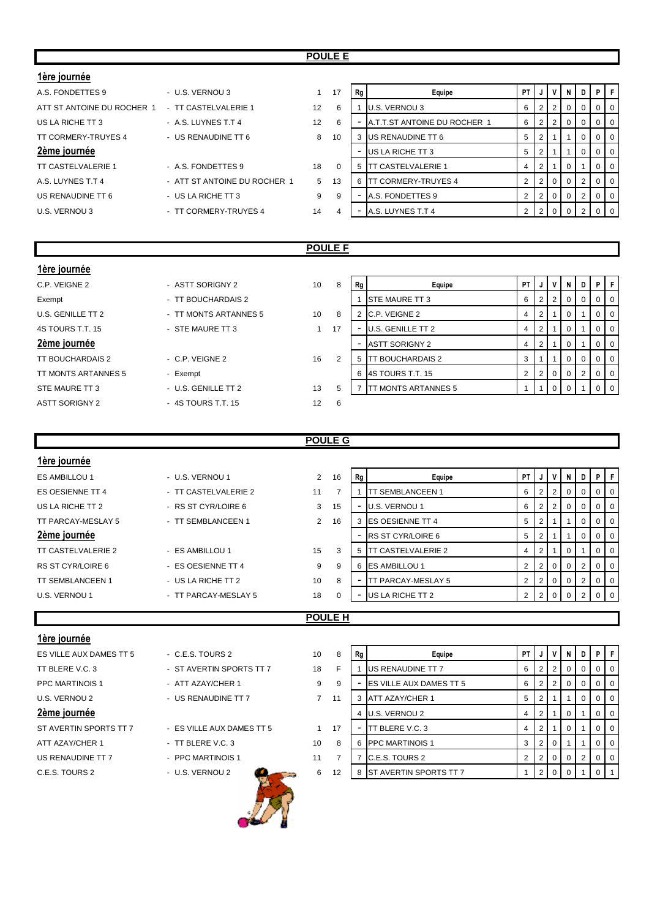## POULE E

**1ère journée**

| | | | |
|---|---|---|---|
| A.S. FONDETTES 9 | - U.S. VERNOU 3 | 1 | 17 |
| ATT ST ANTOINE DU ROCHER 1 | - TT CASTELVALERIE 1 | 12 | 6 |
| US LA RICHE TT 3 | - A.S. LUYNES T.T 4 | 12 | 6 |
| TT CORMERY-TRUYES 4 | - US RENAUDINE TT 6 | 8 | 10 |

**2ème journée**

| | | | |
|---|---|---|---|
| TT CASTELVALERIE 1 | - A.S. FONDETTES 9 | 18 | 0 |
| A.S. LUYNES T.T 4 | - ATT ST ANTOINE DU ROCHER 1 | 5 | 13 |
| US RENAUDINE TT 6 | - US LA RICHE TT 3 | 9 | 9 |
| U.S. VERNOU 3 | - TT CORMERY-TRUYES 4 | 14 | 4 |

| Rg | Equipe | PT | J | V | N | D | P | F |
|---|---|---|---|---|---|---|---|---|
| 1 | U.S. VERNOU 3 | 6 | 2 | 2 | 0 | 0 | 0 | 0 |
| - | A.T.T.ST ANTOINE DU ROCHER 1 | 6 | 2 | 2 | 0 | 0 | 0 | 0 |
| 3 | US RENAUDINE TT 6 | 5 | 2 | 1 | 1 | 0 | 0 | 0 |
| - | US LA RICHE TT 3 | 5 | 2 | 1 | 1 | 0 | 0 | 0 |
| 5 | TT CASTELVALERIE 1 | 4 | 2 | 1 | 0 | 1 | 0 | 0 |
| 6 | TT CORMERY-TRUYES 4 | 2 | 2 | 0 | 0 | 2 | 0 | 0 |
| - | A.S. FONDETTES 9 | 2 | 2 | 0 | 0 | 2 | 0 | 0 |
| - | A.S. LUYNES T.T 4 | 2 | 2 | 0 | 0 | 2 | 0 | 0 |

## POULE F

**1ère journée**

| | | | |
|---|---|---|---|
| C.P. VEIGNE 2 | - ASTT SORIGNY 2 | 10 | 8 |
| Exempt | - TT BOUCHARDAIS 2 | | |
| U.S. GENILLE TT 2 | - TT MONTS ARTANNES 5 | 10 | 8 |
| 4S TOURS T.T. 15 | - STE MAURE TT 3 | 1 | 17 |

**2ème journée**

| | | | |
|---|---|---|---|
| TT BOUCHARDAIS 2 | - C.P. VEIGNE 2 | 16 | 2 |
| TT MONTS ARTANNES 5 | - Exempt | | |
| STE MAURE TT 3 | - U.S. GENILLE TT 2 | 13 | 5 |
| ASTT SORIGNY 2 | - 4S TOURS T.T. 15 | 12 | 6 |

| Rg | Equipe | PT | J | V | N | D | P | F |
|---|---|---|---|---|---|---|---|---|
| 1 | STE MAURE TT 3 | 6 | 2 | 2 | 0 | 0 | 0 | 0 |
| 2 | C.P. VEIGNE 2 | 4 | 2 | 1 | 0 | 1 | 0 | 0 |
| - | U.S. GENILLE TT 2 | 4 | 2 | 1 | 0 | 1 | 0 | 0 |
| - | ASTT SORIGNY 2 | 4 | 2 | 1 | 0 | 1 | 0 | 0 |
| 5 | TT BOUCHARDAIS 2 | 3 | 1 | 1 | 0 | 0 | 0 | 0 |
| 6 | 4S TOURS T.T. 15 | 2 | 2 | 0 | 0 | 2 | 0 | 0 |
| 7 | TT MONTS ARTANNES 5 | 1 | 1 | 0 | 0 | 1 | 0 | 0 |

## POULE G

**1ère journée**

| | | | |
|---|---|---|---|
| ES AMBILLOU 1 | - U.S. VERNOU 1 | 2 | 16 |
| ES OESIENNE TT 4 | - TT CASTELVALERIE 2 | 11 | 7 |
| US LA RICHE TT 2 | - RS ST CYR/LOIRE 6 | 3 | 15 |
| TT PARCAY-MESLAY 5 | - TT SEMBLANCEEN 1 | 2 | 16 |

**2ème journée**

| | | | |
|---|---|---|---|
| TT CASTELVALERIE 2 | - ES AMBILLOU 1 | 15 | 3 |
| RS ST CYR/LOIRE 6 | - ES OESIENNE TT 4 | 9 | 9 |
| TT SEMBLANCEEN 1 | - US LA RICHE TT 2 | 10 | 8 |
| U.S. VERNOU 1 | - TT PARCAY-MESLAY 5 | 18 | 0 |

| Rg | Equipe | PT | J | V | N | D | P | F |
|---|---|---|---|---|---|---|---|---|
| 1 | TT SEMBLANCEEN 1 | 6 | 2 | 2 | 0 | 0 | 0 | 0 |
| - | U.S. VERNOU 1 | 6 | 2 | 2 | 0 | 0 | 0 | 0 |
| 3 | ES OESIENNE TT 4 | 5 | 2 | 1 | 1 | 0 | 0 | 0 |
| - | RS ST CYR/LOIRE 6 | 5 | 2 | 1 | 1 | 0 | 0 | 0 |
| 5 | TT CASTELVALERIE 2 | 4 | 2 | 1 | 0 | 1 | 0 | 0 |
| 6 | ES AMBILLOU 1 | 2 | 2 | 0 | 0 | 2 | 0 | 0 |
| - | TT PARCAY-MESLAY 5 | 2 | 2 | 0 | 0 | 2 | 0 | 0 |
| - | US LA RICHE TT 2 | 2 | 2 | 0 | 0 | 2 | 0 | 0 |

## POULE H

**1ère journée**

| | | | |
|---|---|---|---|
| ES VILLE AUX DAMES TT 5 | - C.E.S. TOURS 2 | 10 | 8 |
| TT BLERE V.C. 3 | - ST AVERTIN SPORTS TT 7 | 18 | F |
| PPC MARTINOIS 1 | - ATT AZAY/CHER 1 | 9 | 9 |
| U.S. VERNOU 2 | - US RENAUDINE TT 7 | 7 | 11 |

**2ème journée**

| | | | |
|---|---|---|---|
| ST AVERTIN SPORTS TT 7 | - ES VILLE AUX DAMES TT 5 | 1 | 17 |
| ATT AZAY/CHER 1 | - TT BLERE V.C. 3 | 10 | 8 |
| US RENAUDINE TT 7 | - PPC MARTINOIS 1 | 11 | 7 |
| C.E.S. TOURS 2 | - U.S. VERNOU 2 | 6 | 12 |

| Rg | Equipe | PT | J | V | N | D | P | F |
|---|---|---|---|---|---|---|---|---|
| 1 | US RENAUDINE TT 7 | 6 | 2 | 2 | 0 | 0 | 0 | 0 |
| - | ES VILLE AUX DAMES TT 5 | 6 | 2 | 2 | 0 | 0 | 0 | 0 |
| 3 | ATT AZAY/CHER 1 | 5 | 2 | 1 | 1 | 0 | 0 | 0 |
| 4 | U.S. VERNOU 2 | 4 | 2 | 1 | 0 | 1 | 0 | 0 |
| - | TT BLERE V.C. 3 | 4 | 2 | 1 | 0 | 1 | 0 | 0 |
| 6 | PPC MARTINOIS 1 | 3 | 2 | 0 | 1 | 1 | 0 | 0 |
| 7 | C.E.S. TOURS 2 | 2 | 2 | 0 | 0 | 2 | 0 | 0 |
| 8 | ST AVERTIN SPORTS TT 7 | 1 | 2 | 0 | 0 | 1 | 0 | 1 |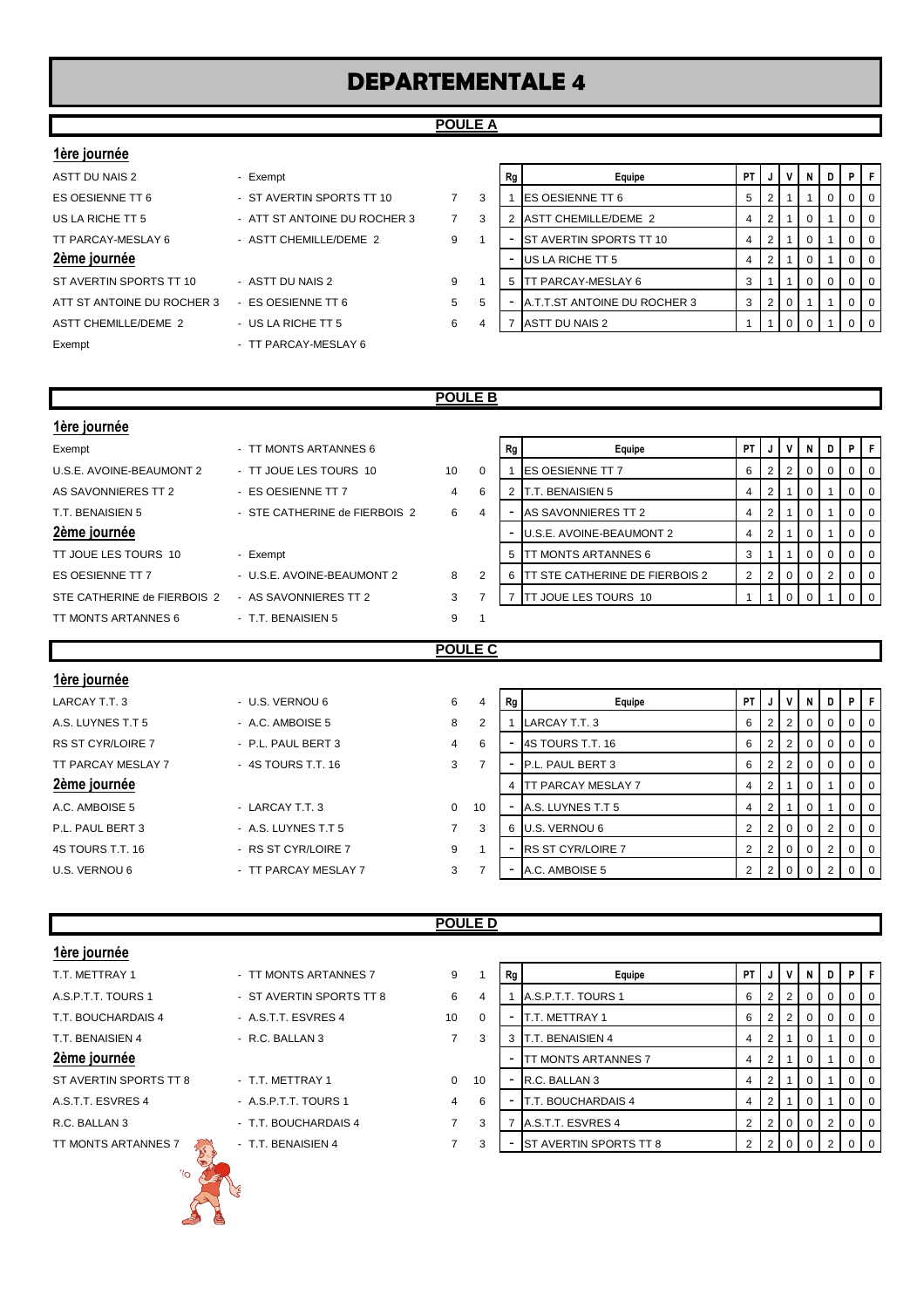# DEPARTEMENTALE 4

## POULE A

**1ère journée**

| | | | |
|---|---|---|---|
| ASTT DU NAIS 2 | - Exempt | | |
| ES OESIENNE TT 6 | - ST AVERTIN SPORTS TT 10 | 7 | 3 |
| US LA RICHE TT 5 | - ATT ST ANTOINE DU ROCHER 3 | 7 | 3 |
| TT PARCAY-MESLAY 6 | - ASTT CHEMILLE/DEME 2 | 9 | 1 |

**2ème journée**

| | | | |
|---|---|---|---|
| ST AVERTIN SPORTS TT 10 | - ASTT DU NAIS 2 | 9 | 1 |
| ATT ST ANTOINE DU ROCHER 3 | - ES OESIENNE TT 6 | 5 | 5 |
| ASTT CHEMILLE/DEME 2 | - US LA RICHE TT 5 | 6 | 4 |
| Exempt | - TT PARCAY-MESLAY 6 | | |

| Rg | Equipe | PT | J | V | N | D | P | F |
|---|---|---|---|---|---|---|---|---|
| 1 | ES OESIENNE TT 6 | 5 | 2 | 1 | 1 | 0 | 0 | 0 |
| 2 | ASTT CHEMILLE/DEME 2 | 4 | 2 | 1 | 0 | 1 | 0 | 0 |
| - | ST AVERTIN SPORTS TT 10 | 4 | 2 | 1 | 0 | 1 | 0 | 0 |
| - | US LA RICHE TT 5 | 4 | 2 | 1 | 0 | 1 | 0 | 0 |
| 5 | TT PARCAY-MESLAY 6 | 3 | 1 | 1 | 0 | 0 | 0 | 0 |
| - | A.T.T.ST ANTOINE DU ROCHER 3 | 3 | 2 | 0 | 1 | 1 | 0 | 0 |
| 7 | ASTT DU NAIS 2 | 1 | 1 | 0 | 0 | 1 | 0 | 0 |

## POULE B

**1ère journée**

| | | | |
|---|---|---|---|
| Exempt | - TT MONTS ARTANNES 6 | | |
| U.S.E. AVOINE-BEAUMONT 2 | - TT JOUE LES TOURS 10 | 10 | 0 |
| AS SAVONNIERES TT 2 | - ES OESIENNE TT 7 | 4 | 6 |
| T.T. BENAISIEN 5 | - STE CATHERINE de FIERBOIS 2 | 6 | 4 |

**2ème journée**

| | | | |
|---|---|---|---|
| TT JOUE LES TOURS 10 | - Exempt | | |
| ES OESIENNE TT 7 | - U.S.E. AVOINE-BEAUMONT 2 | 8 | 2 |
| STE CATHERINE de FIERBOIS 2 | - AS SAVONNIERES TT 2 | 3 | 7 |
| TT MONTS ARTANNES 6 | - T.T. BENAISIEN 5 | 9 | 1 |

| Rg | Equipe | PT | J | V | N | D | P | F |
|---|---|---|---|---|---|---|---|---|
| 1 | ES OESIENNE TT 7 | 6 | 2 | 2 | 0 | 0 | 0 | 0 |
| 2 | T.T. BENAISIEN 5 | 4 | 2 | 1 | 0 | 1 | 0 | 0 |
| - | AS SAVONNIERES TT 2 | 4 | 2 | 1 | 0 | 1 | 0 | 0 |
| - | U.S.E. AVOINE-BEAUMONT 2 | 4 | 2 | 1 | 0 | 1 | 0 | 0 |
| 5 | TT MONTS ARTANNES 6 | 3 | 1 | 1 | 0 | 0 | 0 | 0 |
| 6 | TT STE CATHERINE DE FIERBOIS 2 | 2 | 2 | 0 | 0 | 2 | 0 | 0 |
| 7 | TT JOUE LES TOURS 10 | 1 | 1 | 0 | 0 | 1 | 0 | 0 |

## POULE C

**1ère journée**

| | | | |
|---|---|---|---|
| LARCAY T.T. 3 | - U.S. VERNOU 6 | 6 | 4 |
| A.S. LUYNES T.T 5 | - A.C. AMBOISE 5 | 8 | 2 |
| RS ST CYR/LOIRE 7 | - P.L. PAUL BERT 3 | 4 | 6 |
| TT PARCAY MESLAY 7 | - 4S TOURS T.T. 16 | 3 | 7 |

**2ème journée**

| | | | |
|---|---|---|---|
| A.C. AMBOISE 5 | - LARCAY T.T. 3 | 0 | 10 |
| P.L. PAUL BERT 3 | - A.S. LUYNES T.T 5 | 7 | 3 |
| 4S TOURS T.T. 16 | - RS ST CYR/LOIRE 7 | 9 | 1 |
| U.S. VERNOU 6 | - TT PARCAY MESLAY 7 | 3 | 7 |

| Rg | Equipe | PT | J | V | N | D | P | F |
|---|---|---|---|---|---|---|---|---|
| 1 | LARCAY T.T. 3 | 6 | 2 | 2 | 0 | 0 | 0 | 0 |
| - | 4S TOURS T.T. 16 | 6 | 2 | 2 | 0 | 0 | 0 | 0 |
| - | P.L. PAUL BERT 3 | 6 | 2 | 2 | 0 | 0 | 0 | 0 |
| 4 | TT PARCAY MESLAY 7 | 4 | 2 | 1 | 0 | 1 | 0 | 0 |
| - | A.S. LUYNES T.T 5 | 4 | 2 | 1 | 0 | 1 | 0 | 0 |
| 6 | U.S. VERNOU 6 | 2 | 2 | 0 | 0 | 2 | 0 | 0 |
| - | RS ST CYR/LOIRE 7 | 2 | 2 | 0 | 0 | 2 | 0 | 0 |
| - | A.C. AMBOISE 5 | 2 | 2 | 0 | 0 | 2 | 0 | 0 |

## POULE D

**1ère journée**

| | | | |
|---|---|---|---|
| T.T. METTRAY 1 | - TT MONTS ARTANNES 7 | 9 | 1 |
| A.S.P.T.T. TOURS 1 | - ST AVERTIN SPORTS TT 8 | 6 | 4 |
| T.T. BOUCHARDAIS 4 | - A.S.T.T. ESVRES 4 | 10 | 0 |
| T.T. BENAISIEN 4 | - R.C. BALLAN 3 | 7 | 3 |

**2ème journée**

| | | | |
|---|---|---|---|
| ST AVERTIN SPORTS TT 8 | - T.T. METTRAY 1 | 0 | 10 |
| A.S.T.T. ESVRES 4 | - A.S.P.T.T. TOURS 1 | 4 | 6 |
| R.C. BALLAN 3 | - T.T. BOUCHARDAIS 4 | 7 | 3 |
| TT MONTS ARTANNES 7 | - T.T. BENAISIEN 4 | 7 | 3 |

| Rg | Equipe | PT | J | V | N | D | P | F |
|---|---|---|---|---|---|---|---|---|
| 1 | A.S.P.T.T. TOURS 1 | 6 | 2 | 2 | 0 | 0 | 0 | 0 |
| - | T.T. METTRAY 1 | 6 | 2 | 2 | 0 | 0 | 0 | 0 |
| 3 | T.T. BENAISIEN 4 | 4 | 2 | 1 | 0 | 1 | 0 | 0 |
| - | TT MONTS ARTANNES 7 | 4 | 2 | 1 | 0 | 1 | 0 | 0 |
| - | R.C. BALLAN 3 | 4 | 2 | 1 | 0 | 1 | 0 | 0 |
| - | T.T. BOUCHARDAIS 4 | 4 | 2 | 1 | 0 | 1 | 0 | 0 |
| 7 | A.S.T.T. ESVRES 4 | 2 | 2 | 0 | 0 | 2 | 0 | 0 |
| - | ST AVERTIN SPORTS TT 8 | 2 | 2 | 0 | 0 | 2 | 0 | 0 |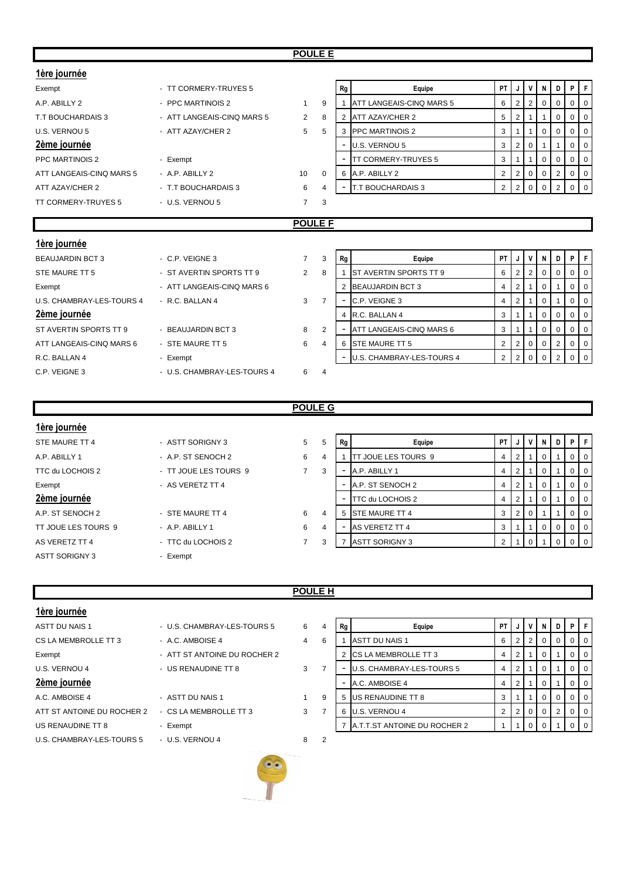## POULE E

### 1ère journée

| | | | |
|---|---|---|---|
| Exempt | - TT CORMERY-TRUYES 5 | | |
| A.P. ABILLY 2 | - PPC MARTINOIS 2 | 1 | 9 |
| T.T BOUCHARDAIS 3 | - ATT LANGEAIS-CINQ MARS 5 | 2 | 8 |
| U.S. VERNOU 5 | - ATT AZAY/CHER 2 | 5 | 5 |

### 2ème journée

| | | | |
|---|---|---|---|
| PPC MARTINOIS 2 | - Exempt | | |
| ATT LANGEAIS-CINQ MARS 5 | - A.P. ABILLY 2 | 10 | 0 |
| ATT AZAY/CHER 2 | - T.T BOUCHARDAIS 3 | 6 | 4 |
| TT CORMERY-TRUYES 5 | - U.S. VERNOU 5 | 7 | 3 |

| Rg | Equipe | PT | J | V | N | D | P | F |
|---|---|---|---|---|---|---|---|---|
| 1 | ATT LANGEAIS-CINQ MARS 5 | 6 | 2 | 2 | 0 | 0 | 0 | 0 |
| 2 | ATT AZAY/CHER 2 | 5 | 2 | 1 | 1 | 0 | 0 | 0 |
| 3 | PPC MARTINOIS 2 | 3 | 1 | 1 | 0 | 0 | 0 | 0 |
| - | U.S. VERNOU 5 | 3 | 2 | 0 | 1 | 1 | 0 | 0 |
| - | TT CORMERY-TRUYES 5 | 3 | 1 | 1 | 0 | 0 | 0 | 0 |
| 6 | A.P. ABILLY 2 | 2 | 2 | 0 | 0 | 2 | 0 | 0 |
| - | T.T BOUCHARDAIS 3 | 2 | 2 | 0 | 0 | 2 | 0 | 0 |

## POULE F

### 1ère journée

| | | | |
|---|---|---|---|
| BEAUJARDIN BCT 3 | - C.P. VEIGNE 3 | 7 | 3 |
| STE MAURE TT 5 | - ST AVERTIN SPORTS TT 9 | 2 | 8 |
| Exempt | - ATT LANGEAIS-CINQ MARS 6 | | |
| U.S. CHAMBRAY-LES-TOURS 4 | - R.C. BALLAN 4 | 3 | 7 |

### 2ème journée

| | | | |
|---|---|---|---|
| ST AVERTIN SPORTS TT 9 | - BEAUJARDIN BCT 3 | 8 | 2 |
| ATT LANGEAIS-CINQ MARS 6 | - STE MAURE TT 5 | 6 | 4 |
| R.C. BALLAN 4 | - Exempt | | |
| C.P. VEIGNE 3 | - U.S. CHAMBRAY-LES-TOURS 4 | 6 | 4 |

| Rg | Equipe | PT | J | V | N | D | P | F |
|---|---|---|---|---|---|---|---|---|
| 1 | ST AVERTIN SPORTS TT 9 | 6 | 2 | 2 | 0 | 0 | 0 | 0 |
| 2 | BEAUJARDIN BCT 3 | 4 | 2 | 1 | 0 | 1 | 0 | 0 |
| - | C.P. VEIGNE 3 | 4 | 2 | 1 | 0 | 1 | 0 | 0 |
| 4 | R.C. BALLAN 4 | 3 | 1 | 1 | 0 | 0 | 0 | 0 |
| - | ATT LANGEAIS-CINQ MARS 6 | 3 | 1 | 1 | 0 | 0 | 0 | 0 |
| 6 | STE MAURE TT 5 | 2 | 2 | 0 | 0 | 2 | 0 | 0 |
| - | U.S. CHAMBRAY-LES-TOURS 4 | 2 | 2 | 0 | 0 | 2 | 0 | 0 |

## POULE G

### 1ère journée

| | | | |
|---|---|---|---|
| STE MAURE TT 4 | - ASTT SORIGNY 3 | 5 | 5 |
| A.P. ABILLY 1 | - A.P. ST SENOCH 2 | 6 | 4 |
| TTC du LOCHOIS 2 | - TT JOUE LES TOURS 9 | 7 | 3 |
| Exempt | - AS VERETZ TT 4 | | |

### 2ème journée

| | | | |
|---|---|---|---|
| A.P. ST SENOCH 2 | - STE MAURE TT 4 | 6 | 4 |
| TT JOUE LES TOURS 9 | - A.P. ABILLY 1 | 6 | 4 |
| AS VERETZ TT 4 | - TTC du LOCHOIS 2 | 7 | 3 |
| ASTT SORIGNY 3 | - Exempt | | |

| Rg | Equipe | PT | J | V | N | D | P | F |
|---|---|---|---|---|---|---|---|---|
| 1 | TT JOUE LES TOURS 9 | 4 | 2 | 1 | 0 | 1 | 0 | 0 |
| - | A.P. ABILLY 1 | 4 | 2 | 1 | 0 | 1 | 0 | 0 |
| - | A.P. ST SENOCH 2 | 4 | 2 | 1 | 0 | 1 | 0 | 0 |
| - | TTC du LOCHOIS 2 | 4 | 2 | 1 | 0 | 1 | 0 | 0 |
| 5 | STE MAURE TT 4 | 3 | 2 | 0 | 1 | 1 | 0 | 0 |
| - | AS VERETZ TT 4 | 3 | 1 | 1 | 0 | 0 | 0 | 0 |
| 7 | ASTT SORIGNY 3 | 2 | 1 | 0 | 1 | 0 | 0 | 0 |

## POULE H

### 1ère journée

| | | | |
|---|---|---|---|
| ASTT DU NAIS 1 | - U.S. CHAMBRAY-LES-TOURS 5 | 6 | 4 |
| CS LA MEMBROLLE TT 3 | - A.C. AMBOISE 4 | 4 | 6 |
| Exempt | - ATT ST ANTOINE DU ROCHER 2 | | |
| U.S. VERNOU 4 | - US RENAUDINE TT 8 | 3 | 7 |

### 2ème journée

| | | | |
|---|---|---|---|
| A.C. AMBOISE 4 | - ASTT DU NAIS 1 | 1 | 9 |
| ATT ST ANTOINE DU ROCHER 2 | - CS LA MEMBROLLE TT 3 | 3 | 7 |
| US RENAUDINE TT 8 | - Exempt | | |
| U.S. CHAMBRAY-LES-TOURS 5 | - U.S. VERNOU 4 | 8 | 2 |

| Rg | Equipe | PT | J | V | N | D | P | F |
|---|---|---|---|---|---|---|---|---|
| 1 | ASTT DU NAIS 1 | 6 | 2 | 2 | 0 | 0 | 0 | 0 |
| 2 | CS LA MEMBROLLE TT 3 | 4 | 2 | 1 | 0 | 1 | 0 | 0 |
| - | U.S. CHAMBRAY-LES-TOURS 5 | 4 | 2 | 1 | 0 | 1 | 0 | 0 |
| - | A.C. AMBOISE 4 | 4 | 2 | 1 | 0 | 1 | 0 | 0 |
| 5 | US RENAUDINE TT 8 | 3 | 1 | 1 | 0 | 0 | 0 | 0 |
| 6 | U.S. VERNOU 4 | 2 | 2 | 0 | 0 | 2 | 0 | 0 |
| 7 | A.T.T.ST ANTOINE DU ROCHER 2 | 1 | 1 | 0 | 0 | 1 | 0 | 0 |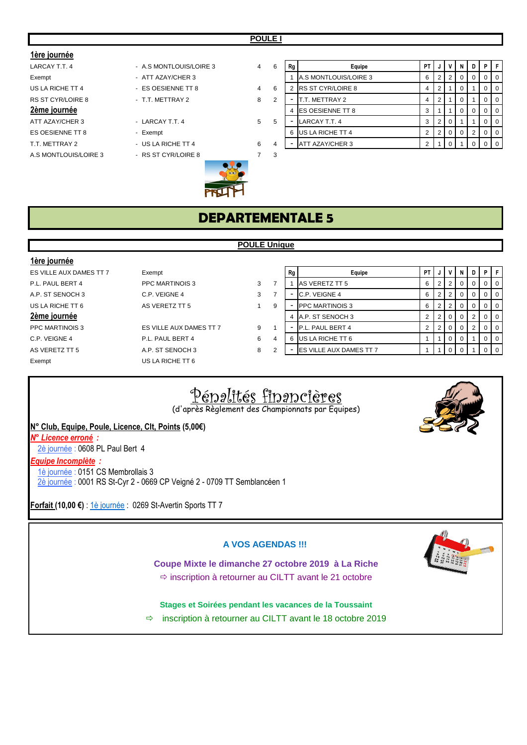## POULE I

**1ère journée**

| | | | |
|---|---|---|---|
| LARCAY T.T. 4 | - A.S MONTLOUIS/LOIRE 3 | 4 | 6 |
| Exempt | - ATT AZAY/CHER 3 | | |
| US LA RICHE TT 4 | - ES OESIENNE TT 8 | 4 | 6 |
| RS ST CYR/LOIRE 8 | - T.T. METTRAY 2 | 8 | 2 |

**2ème journée**

| | | | |
|---|---|---|---|
| ATT AZAY/CHER 3 | - LARCAY T.T. 4 | 5 | 5 |
| ES OESIENNE TT 8 | - Exempt | | |
| T.T. METTRAY 2 | - US LA RICHE TT 4 | 6 | 4 |
| A.S MONTLOUIS/LOIRE 3 | - RS ST CYR/LOIRE 8 | 7 | 3 |

| Rg | Equipe | PT | J | V | N | D | P | F |
|---|---|---|---|---|---|---|---|---|
| 1 | A.S MONTLOUIS/LOIRE 3 | 6 | 2 | 2 | 0 | 0 | 0 | 0 |
| 2 | RS ST CYR/LOIRE 8 | 4 | 2 | 1 | 0 | 1 | 0 | 0 |
| - | T.T. METTRAY 2 | 4 | 2 | 1 | 0 | 1 | 0 | 0 |
| 4 | ES OESIENNE TT 8 | 3 | 1 | 1 | 0 | 0 | 0 | 0 |
| - | LARCAY T.T. 4 | 3 | 2 | 0 | 1 | 1 | 0 | 0 |
| 6 | US LA RICHE TT 4 | 2 | 2 | 0 | 0 | 2 | 0 | 0 |
| - | ATT AZAY/CHER 3 | 2 | 1 | 0 | 1 | 0 | 0 | 0 |

# DEPARTEMENTALE 5

## POULE Unique

**1ère journée**

| | | | |
|---|---|---|---|
| ES VILLE AUX DAMES TT 7 | Exempt | | |
| P.L. PAUL BERT 4 | PPC MARTINOIS 3 | 3 | 7 |
| A.P. ST SENOCH 3 | C.P. VEIGNE 4 | 3 | 7 |
| US LA RICHE TT 6 | AS VERETZ TT 5 | 1 | 9 |

**2ème journée**

| | | | |
|---|---|---|---|
| PPC MARTINOIS 3 | ES VILLE AUX DAMES TT 7 | 9 | 1 |
| C.P. VEIGNE 4 | P.L. PAUL BERT 4 | 6 | 4 |
| AS VERETZ TT 5 | A.P. ST SENOCH 3 | 8 | 2 |
| Exempt | US LA RICHE TT 6 | | |

| Rg | Equipe | PT | J | V | N | D | P | F |
|---|---|---|---|---|---|---|---|---|
| 1 | AS VERETZ TT 5 | 6 | 2 | 2 | 0 | 0 | 0 | 0 |
| - | C.P. VEIGNE 4 | 6 | 2 | 2 | 0 | 0 | 0 | 0 |
| - | PPC MARTINOIS 3 | 6 | 2 | 2 | 0 | 0 | 0 | 0 |
| 4 | A.P. ST SENOCH 3 | 2 | 2 | 0 | 0 | 2 | 0 | 0 |
| - | P.L. PAUL BERT 4 | 2 | 2 | 0 | 0 | 2 | 0 | 0 |
| 6 | US LA RICHE TT 6 | 1 | 1 | 0 | 0 | 1 | 0 | 0 |
| - | ES VILLE AUX DAMES TT 7 | 1 | 1 | 0 | 0 | 1 | 0 | 0 |

## Pénalités financières

(d'après Règlement des Championnats par Equipes)

**N° Club, Equipe, Poule, Licence, Clt, Points (5,00€)**

***N° Licence erroné :***

2è journée : 0608 PL Paul Bert 4

***Equipe Incomplète :***

1è journée : 0151 CS Membrollais 3

2è journée : 0001 RS St-Cyr 2 - 0669 CP Veigné 2 - 0709 TT Semblancéen 1

**Forfait (10,00 €)** : 1è journée : 0269 St-Avertin Sports TT 7

**A VOS AGENDAS !!!**

**Coupe Mixte le dimanche 27 octobre 2019 à La Riche**

⇨ inscription à retourner au CILTT avant le 21 octobre

**Stages et Soirées pendant les vacances de la Toussaint**

⇨ inscription à retourner au CILTT avant le 18 octobre 2019